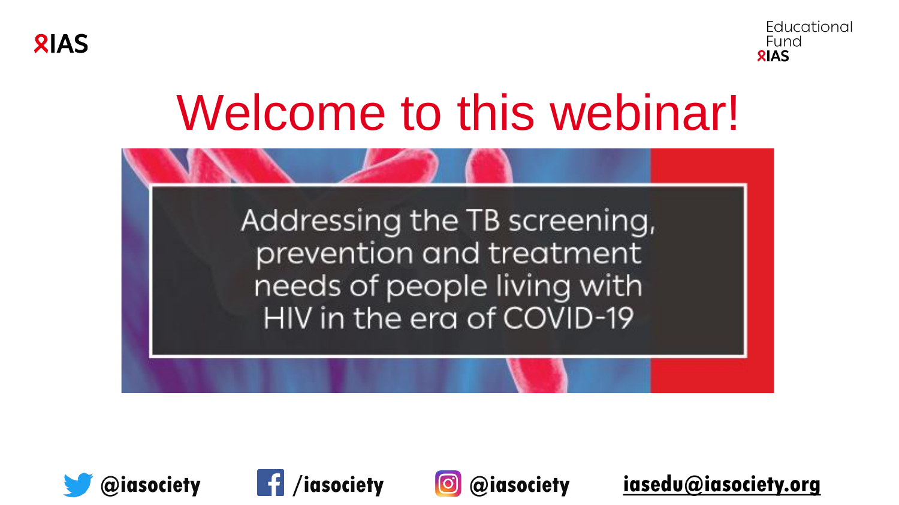IAS

Educational Fund
IAS

# Welcome to this webinar!

Addressing the TB screening, prevention and treatment needs of people living with HIV in the era of COVID-19

@iasociety /iasociety @iasociety iasedu@iasociety.org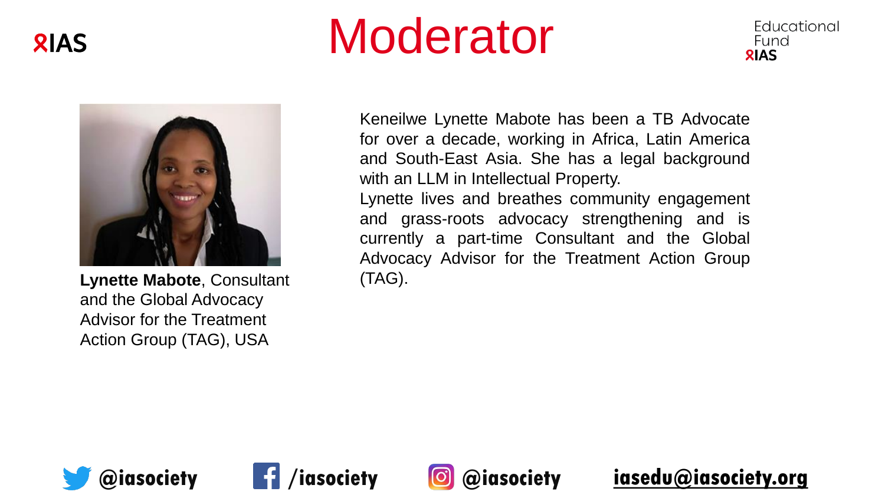# Moderator

**Lynette Mabote**, Consultant and the Global Advocacy Advisor for the Treatment Action Group (TAG), USA

Keneilwe Lynette Mabote has been a TB Advocate for over a decade, working in Africa, Latin America and South-East Asia. She has a legal background with an LLM in Intellectual Property.

Lynette lives and breathes community engagement and grass-roots advocacy strengthening and is currently a part-time Consultant and the Global Advocacy Advisor for the Treatment Action Group (TAG).

@iasociety /iasociety @iasociety iasedu@iasociety.org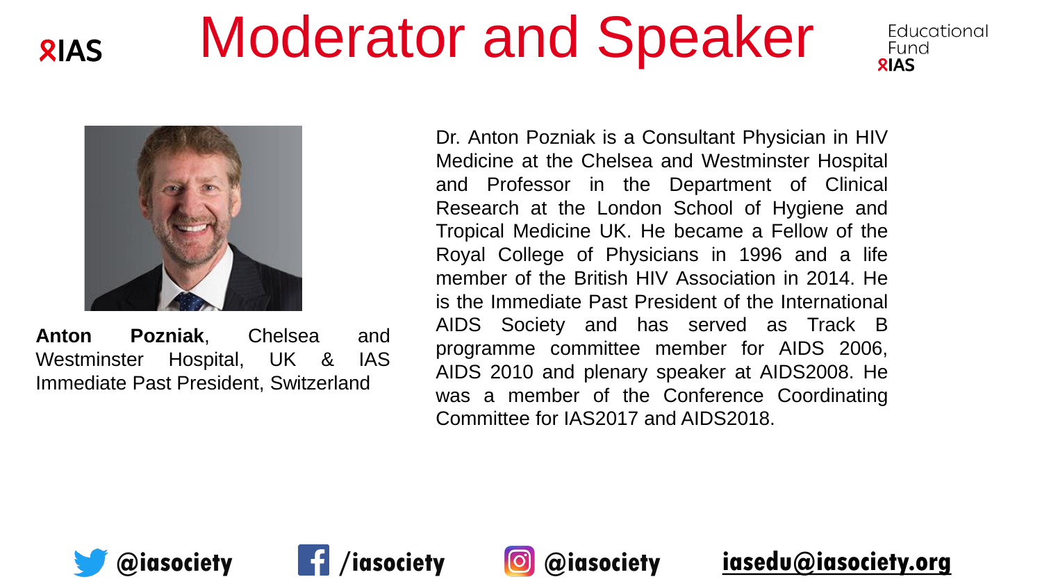# Moderator and Speaker

**Anton Pozniak**, Chelsea and Westminster Hospital, UK & IAS Immediate Past President, Switzerland

Dr. Anton Pozniak is a Consultant Physician in HIV Medicine at the Chelsea and Westminster Hospital and Professor in the Department of Clinical Research at the London School of Hygiene and Tropical Medicine UK. He became a Fellow of the Royal College of Physicians in 1996 and a life member of the British HIV Association in 2014. He is the Immediate Past President of the International AIDS Society and has served as Track B programme committee member for AIDS 2006, AIDS 2010 and plenary speaker at AIDS2008. He was a member of the Conference Coordinating Committee for IAS2017 and AIDS2018.

@iasociety /iasociety @iasociety iasedu@iasociety.org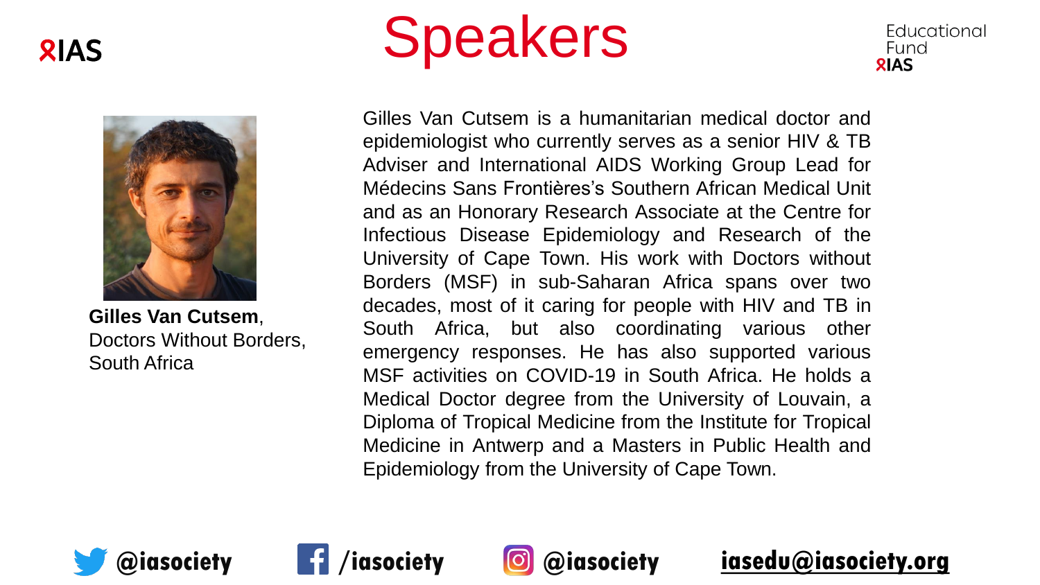# Speakers

**Gilles Van Cutsem**, Doctors Without Borders, South Africa

Gilles Van Cutsem is a humanitarian medical doctor and epidemiologist who currently serves as a senior HIV & TB Adviser and International AIDS Working Group Lead for Médecins Sans Frontières's Southern African Medical Unit and as an Honorary Research Associate at the Centre for Infectious Disease Epidemiology and Research of the University of Cape Town. His work with Doctors without Borders (MSF) in sub-Saharan Africa spans over two decades, most of it caring for people with HIV and TB in South Africa, but also coordinating various other emergency responses. He has also supported various MSF activities on COVID-19 in South Africa. He holds a Medical Doctor degree from the University of Louvain, a Diploma of Tropical Medicine from the Institute for Tropical Medicine in Antwerp and a Masters in Public Health and Epidemiology from the University of Cape Town.

@iasociety /iasociety @iasociety iasedu@iasociety.org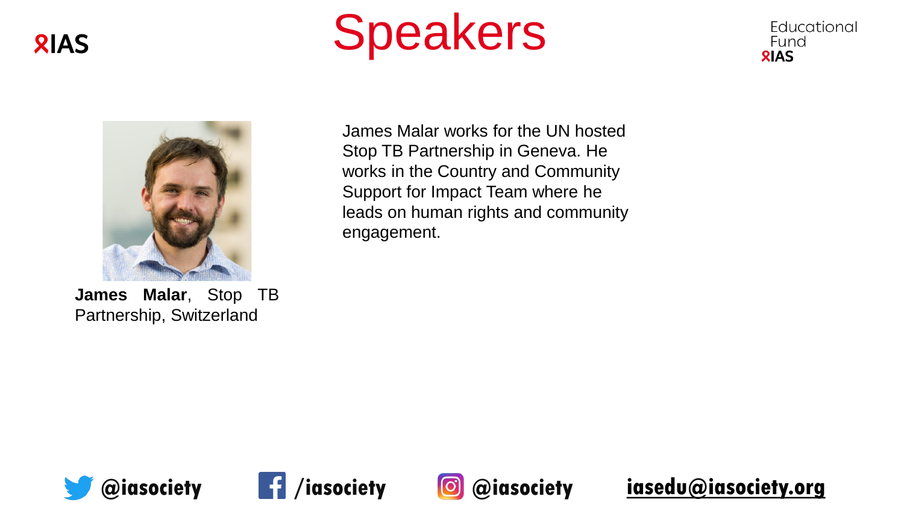# Speakers

**James Malar**, Stop TB Partnership, Switzerland

James Malar works for the UN hosted Stop TB Partnership in Geneva. He works in the Country and Community Support for Impact Team where he leads on human rights and community engagement.

@iasociety /iasociety @iasociety iasedu@iasociety.org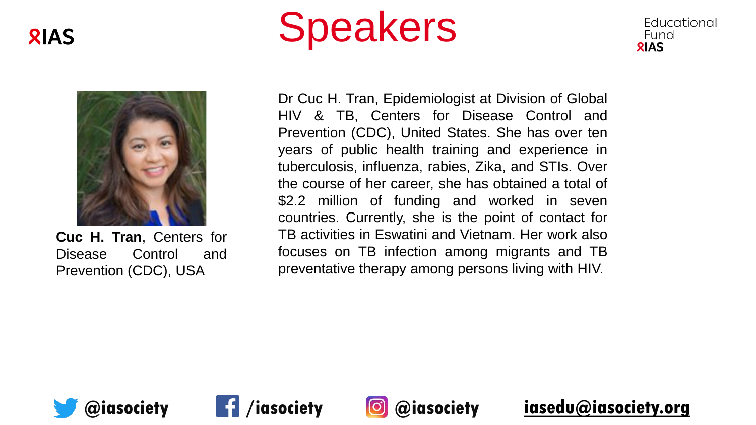# Speakers

**Cuc H. Tran**, Centers for Disease Control and Prevention (CDC), USA

Dr Cuc H. Tran, Epidemiologist at Division of Global HIV & TB, Centers for Disease Control and Prevention (CDC), United States. She has over ten years of public health training and experience in tuberculosis, influenza, rabies, Zika, and STIs. Over the course of her career, she has obtained a total of $2.2 million of funding and worked in seven countries. Currently, she is the point of contact for TB activities in Eswatini and Vietnam. Her work also focuses on TB infection among migrants and TB preventative therapy among persons living with HIV.

@iasociety /iasociety @iasociety iasedu@iasociety.org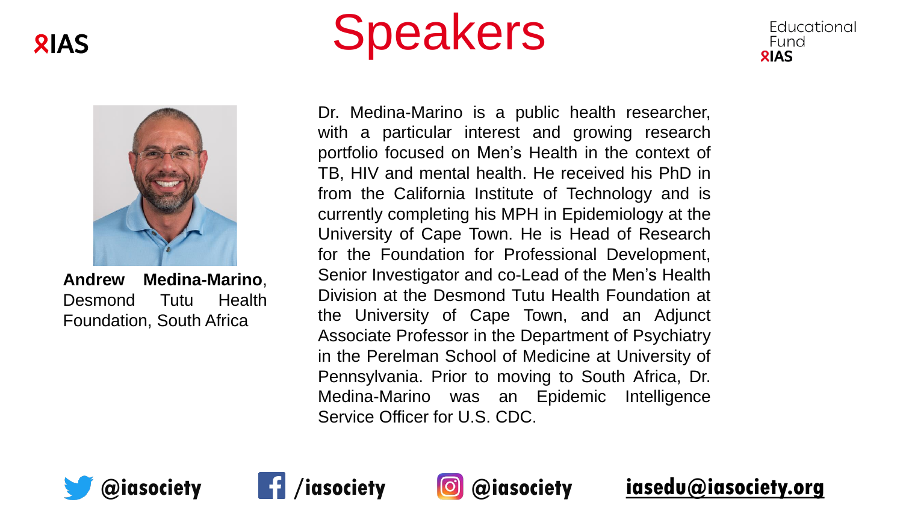# Speakers

**Andrew Medina-Marino**, Desmond Tutu Health Foundation, South Africa

Dr. Medina-Marino is a public health researcher, with a particular interest and growing research portfolio focused on Men's Health in the context of TB, HIV and mental health. He received his PhD in from the California Institute of Technology and is currently completing his MPH in Epidemiology at the University of Cape Town. He is Head of Research for the Foundation for Professional Development, Senior Investigator and co-Lead of the Men's Health Division at the Desmond Tutu Health Foundation at the University of Cape Town, and an Adjunct Associate Professor in the Department of Psychiatry in the Perelman School of Medicine at University of Pennsylvania. Prior to moving to South Africa, Dr. Medina-Marino was an Epidemic Intelligence Service Officer for U.S. CDC.

@iasociety /iasociety @iasociety iasedu@iasociety.org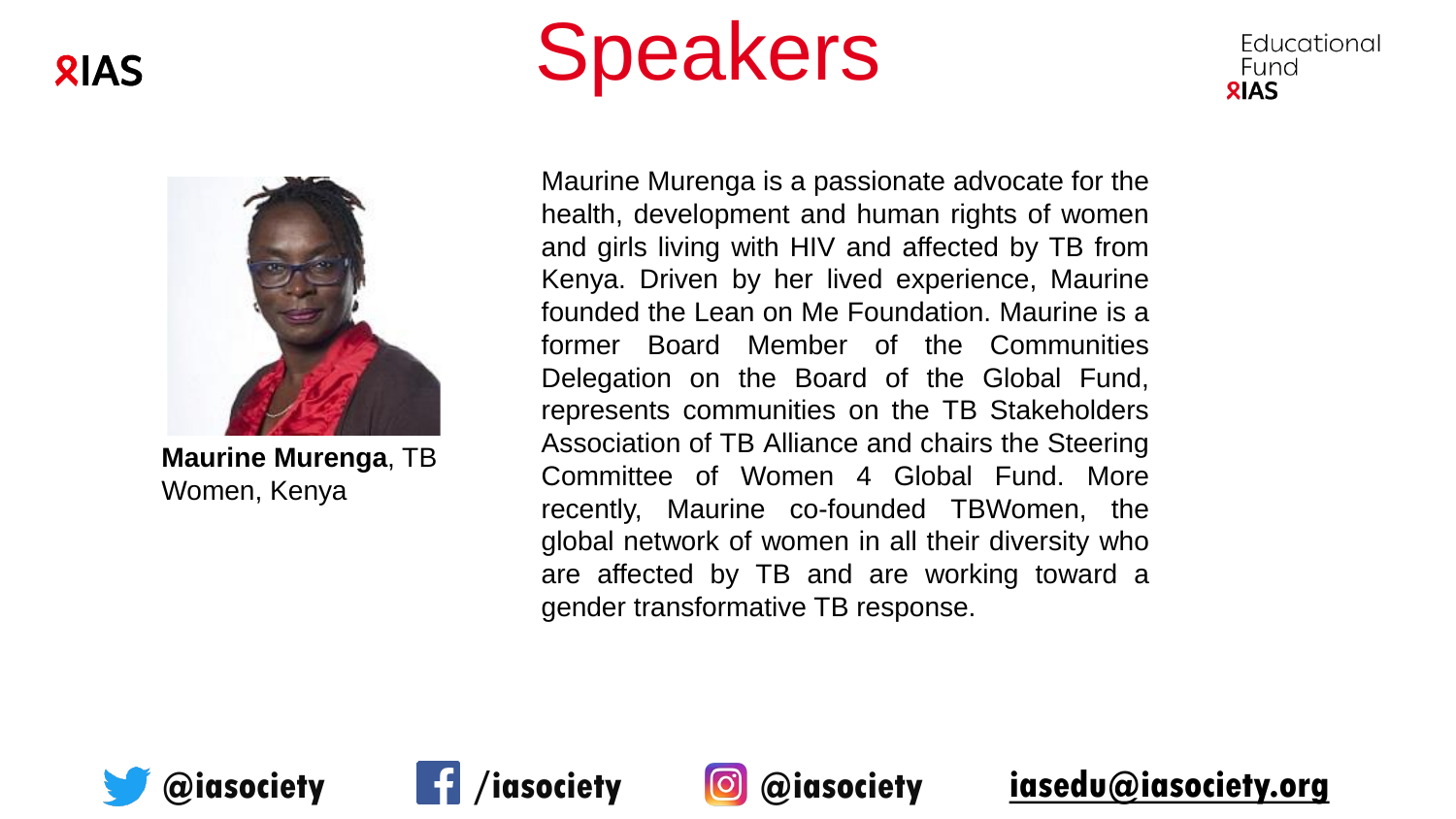# Speakers

**Maurine Murenga**, TB Women, Kenya

Maurine Murenga is a passionate advocate for the health, development and human rights of women and girls living with HIV and affected by TB from Kenya. Driven by her lived experience, Maurine founded the Lean on Me Foundation. Maurine is a former Board Member of the Communities Delegation on the Board of the Global Fund, represents communities on the TB Stakeholders Association of TB Alliance and chairs the Steering Committee of Women 4 Global Fund. More recently, Maurine co-founded TBWomen, the global network of women in all their diversity who are affected by TB and are working toward a gender transformative TB response.

@iasociety /iasociety @iasociety iasedu@iasociety.org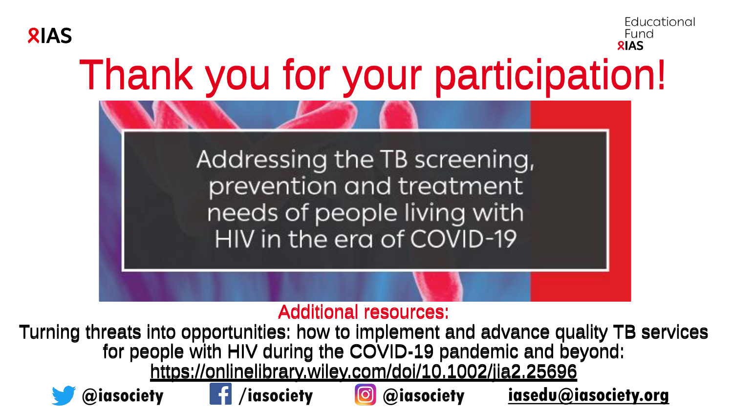IAS

Educational Fund IAS

# Thank you for your participation!

Addressing the TB screening, prevention and treatment needs of people living with HIV in the era of COVID-19

Additional resources:

Turning threats into opportunities: how to implement and advance quality TB services for people with HIV during the COVID-19 pandemic and beyond: https://onlinelibrary.wiley.com/doi/10.1002/jia2.25696

@iasociety /iasociety @iasociety iasedu@iasociety.org